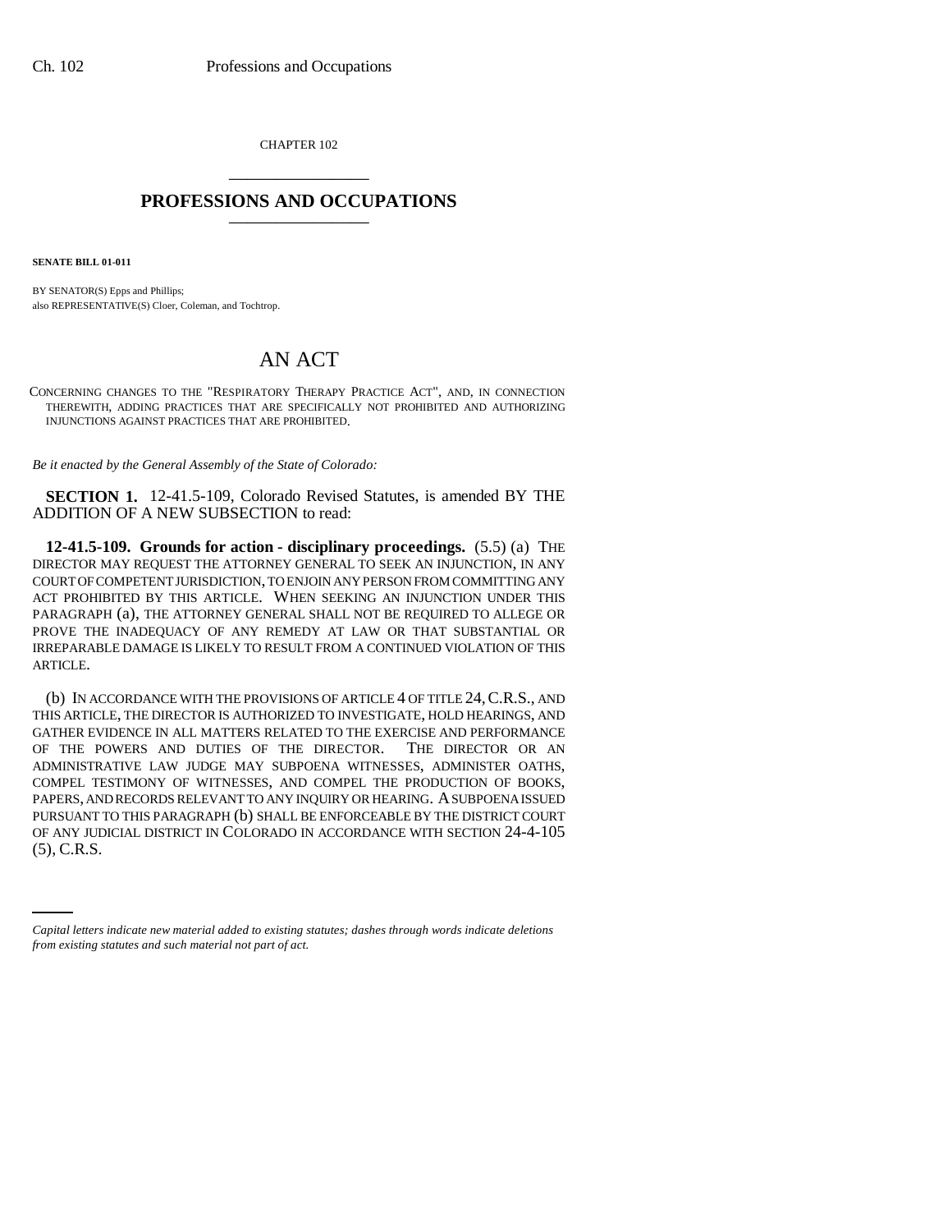CHAPTER 102

# PROFESSIONS AND OCCUPATIONS

**SENATE BILL 01-011**

BY SENATOR(S) Epps and Phillips;
also REPRESENTATIVE(S) Cloer, Coleman, and Tochtrop.

# AN ACT

CONCERNING CHANGES TO THE "RESPIRATORY THERAPY PRACTICE ACT", AND, IN CONNECTION THEREWITH, ADDING PRACTICES THAT ARE SPECIFICALLY NOT PROHIBITED AND AUTHORIZING INJUNCTIONS AGAINST PRACTICES THAT ARE PROHIBITED.

*Be it enacted by the General Assembly of the State of Colorado:*

**SECTION 1.** 12-41.5-109, Colorado Revised Statutes, is amended BY THE ADDITION OF A NEW SUBSECTION to read:

**12-41.5-109. Grounds for action - disciplinary proceedings.** (5.5) (a) THE DIRECTOR MAY REQUEST THE ATTORNEY GENERAL TO SEEK AN INJUNCTION, IN ANY COURT OF COMPETENT JURISDICTION, TO ENJOIN ANY PERSON FROM COMMITTING ANY ACT PROHIBITED BY THIS ARTICLE. WHEN SEEKING AN INJUNCTION UNDER THIS PARAGRAPH (a), THE ATTORNEY GENERAL SHALL NOT BE REQUIRED TO ALLEGE OR PROVE THE INADEQUACY OF ANY REMEDY AT LAW OR THAT SUBSTANTIAL OR IRREPARABLE DAMAGE IS LIKELY TO RESULT FROM A CONTINUED VIOLATION OF THIS ARTICLE.

(b) IN ACCORDANCE WITH THE PROVISIONS OF ARTICLE 4 OF TITLE 24, C.R.S., AND THIS ARTICLE, THE DIRECTOR IS AUTHORIZED TO INVESTIGATE, HOLD HEARINGS, AND GATHER EVIDENCE IN ALL MATTERS RELATED TO THE EXERCISE AND PERFORMANCE OF THE POWERS AND DUTIES OF THE DIRECTOR. THE DIRECTOR OR AN ADMINISTRATIVE LAW JUDGE MAY SUBPOENA WITNESSES, ADMINISTER OATHS, COMPEL TESTIMONY OF WITNESSES, AND COMPEL THE PRODUCTION OF BOOKS, PAPERS, AND RECORDS RELEVANT TO ANY INQUIRY OR HEARING. A SUBPOENA ISSUED PURSUANT TO THIS PARAGRAPH (b) SHALL BE ENFORCEABLE BY THE DISTRICT COURT OF ANY JUDICIAL DISTRICT IN COLORADO IN ACCORDANCE WITH SECTION 24-4-105 (5), C.R.S.

*Capital letters indicate new material added to existing statutes; dashes through words indicate deletions from existing statutes and such material not part of act.*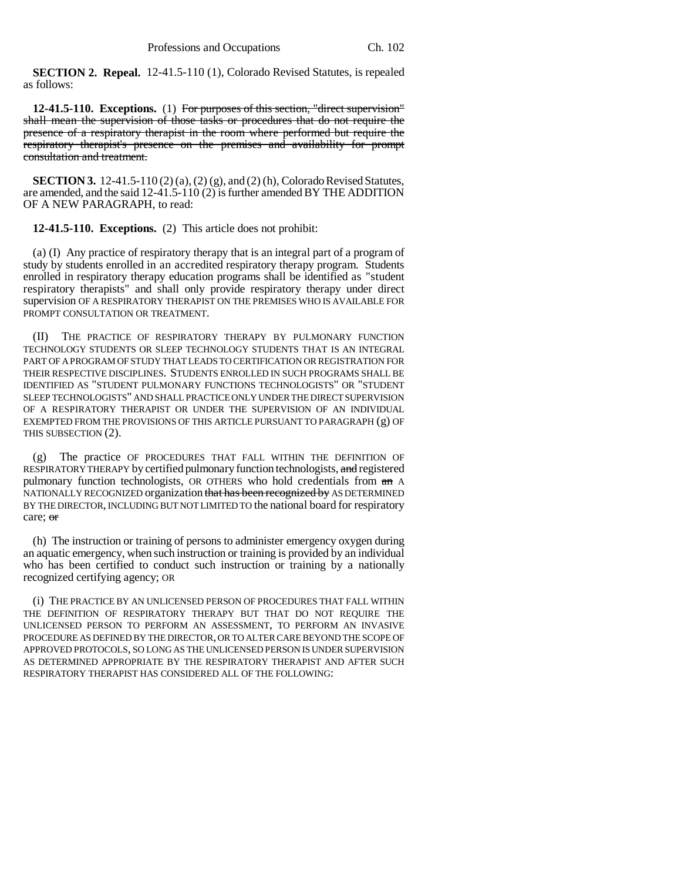**SECTION 2. Repeal.** 12-41.5-110 (1), Colorado Revised Statutes, is repealed as follows:

**12-41.5-110. Exceptions.** (1) ~~For purposes of this section, "direct supervision" shall mean the supervision of those tasks or procedures that do not require the presence of a respiratory therapist in the room where performed but require the respiratory therapist's presence on the premises and availability for prompt consultation and treatment.~~

**SECTION 3.** 12-41.5-110 (2) (a), (2) (g), and (2) (h), Colorado Revised Statutes, are amended, and the said 12-41.5-110 (2) is further amended BY THE ADDITION OF A NEW PARAGRAPH, to read:

**12-41.5-110. Exceptions.** (2) This article does not prohibit:

(a) (I) Any practice of respiratory therapy that is an integral part of a program of study by students enrolled in an accredited respiratory therapy program. Students enrolled in respiratory therapy education programs shall be identified as "student respiratory therapists" and shall only provide respiratory therapy under direct supervision OF A RESPIRATORY THERAPIST ON THE PREMISES WHO IS AVAILABLE FOR PROMPT CONSULTATION OR TREATMENT.

(II) THE PRACTICE OF RESPIRATORY THERAPY BY PULMONARY FUNCTION TECHNOLOGY STUDENTS OR SLEEP TECHNOLOGY STUDENTS THAT IS AN INTEGRAL PART OF A PROGRAM OF STUDY THAT LEADS TO CERTIFICATION OR REGISTRATION FOR THEIR RESPECTIVE DISCIPLINES. STUDENTS ENROLLED IN SUCH PROGRAMS SHALL BE IDENTIFIED AS "STUDENT PULMONARY FUNCTIONS TECHNOLOGISTS" OR "STUDENT SLEEP TECHNOLOGISTS" AND SHALL PRACTICE ONLY UNDER THE DIRECT SUPERVISION OF A RESPIRATORY THERAPIST OR UNDER THE SUPERVISION OF AN INDIVIDUAL EXEMPTED FROM THE PROVISIONS OF THIS ARTICLE PURSUANT TO PARAGRAPH (g) OF THIS SUBSECTION (2).

(g) The practice OF PROCEDURES THAT FALL WITHIN THE DEFINITION OF RESPIRATORY THERAPY by certified pulmonary function technologists, ~~and~~ registered pulmonary function technologists, OR OTHERS who hold credentials from ~~an~~ A NATIONALLY RECOGNIZED organization ~~that has been recognized by~~ AS DETERMINED BY THE DIRECTOR, INCLUDING BUT NOT LIMITED TO the national board for respiratory care; ~~or~~

(h) The instruction or training of persons to administer emergency oxygen during an aquatic emergency, when such instruction or training is provided by an individual who has been certified to conduct such instruction or training by a nationally recognized certifying agency; OR

(i) THE PRACTICE BY AN UNLICENSED PERSON OF PROCEDURES THAT FALL WITHIN THE DEFINITION OF RESPIRATORY THERAPY BUT THAT DO NOT REQUIRE THE UNLICENSED PERSON TO PERFORM AN ASSESSMENT, TO PERFORM AN INVASIVE PROCEDURE AS DEFINED BY THE DIRECTOR, OR TO ALTER CARE BEYOND THE SCOPE OF APPROVED PROTOCOLS, SO LONG AS THE UNLICENSED PERSON IS UNDER SUPERVISION AS DETERMINED APPROPRIATE BY THE RESPIRATORY THERAPIST AND AFTER SUCH RESPIRATORY THERAPIST HAS CONSIDERED ALL OF THE FOLLOWING: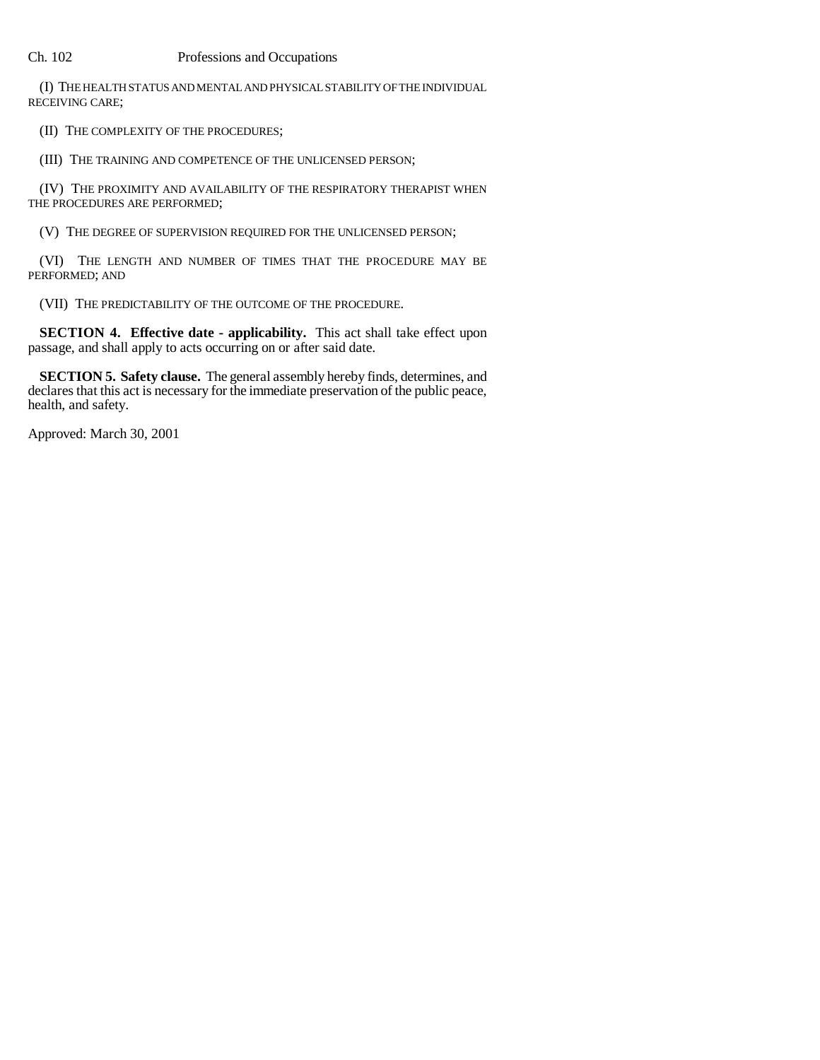(I) THE HEALTH STATUS AND MENTAL AND PHYSICAL STABILITY OF THE INDIVIDUAL RECEIVING CARE;

(II) THE COMPLEXITY OF THE PROCEDURES;

(III) THE TRAINING AND COMPETENCE OF THE UNLICENSED PERSON;

(IV) THE PROXIMITY AND AVAILABILITY OF THE RESPIRATORY THERAPIST WHEN THE PROCEDURES ARE PERFORMED;

(V) THE DEGREE OF SUPERVISION REQUIRED FOR THE UNLICENSED PERSON;

(VI) THE LENGTH AND NUMBER OF TIMES THAT THE PROCEDURE MAY BE PERFORMED; AND

(VII) THE PREDICTABILITY OF THE OUTCOME OF THE PROCEDURE.

**SECTION 4. Effective date - applicability.** This act shall take effect upon passage, and shall apply to acts occurring on or after said date.

**SECTION 5. Safety clause.** The general assembly hereby finds, determines, and declares that this act is necessary for the immediate preservation of the public peace, health, and safety.

Approved: March 30, 2001